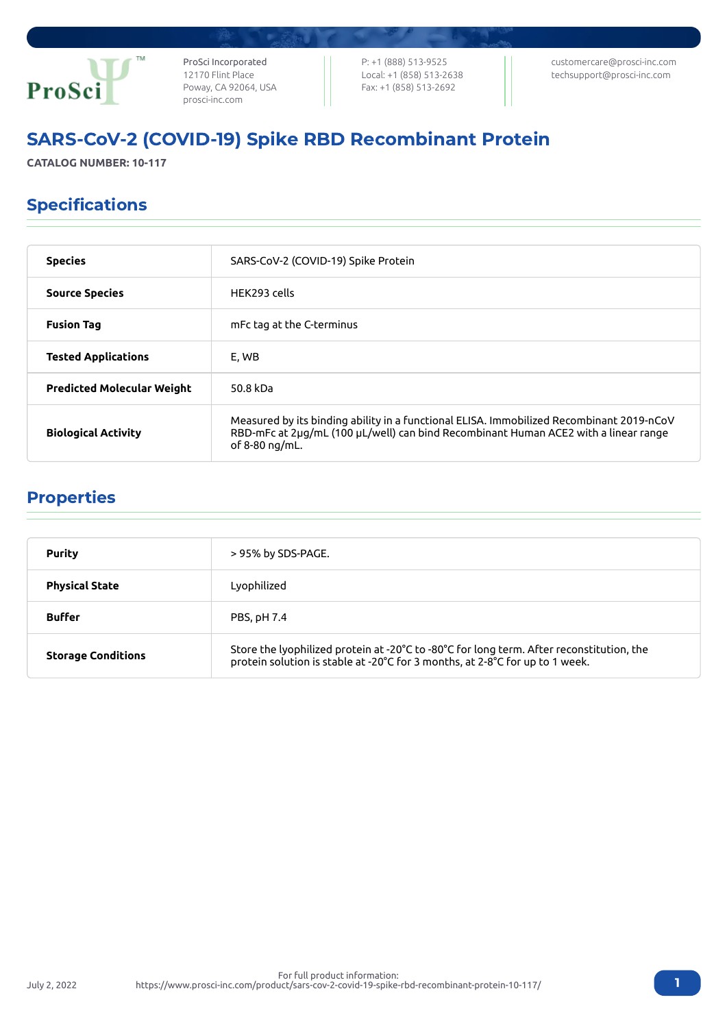ProSci Incorporated
12170 Flint Place
Poway, CA 92064, USA
prosci-inc.com

P: +1 (888) 513-9525
Local: +1 (858) 513-2638
Fax: +1 (858) 513-2692

customercare@prosci-inc.com
techsupport@prosci-inc.com

# SARS-CoV-2 (COVID-19) Spike RBD Recombinant Protein

**CATALOG NUMBER: 10-117**

## Specifications

| | |
|---|---|
| **Species** | SARS-CoV-2 (COVID-19) Spike Protein |
| **Source Species** | HEK293 cells |
| **Fusion Tag** | mFc tag at the C-terminus |
| **Tested Applications** | E, WB |
| **Predicted Molecular Weight** | 50.8 kDa |
| **Biological Activity** | Measured by its binding ability in a functional ELISA. Immobilized Recombinant 2019-nCoV RBD-mFc at 2µg/mL (100 µL/well) can bind Recombinant Human ACE2 with a linear range of 8-80 ng/mL. |

## Properties

| | |
|---|---|
| **Purity** | > 95% by SDS-PAGE. |
| **Physical State** | Lyophilized |
| **Buffer** | PBS, pH 7.4 |
| **Storage Conditions** | Store the lyophilized protein at -20°C to -80°C for long term. After reconstitution, the protein solution is stable at -20°C for 3 months, at 2-8°C for up to 1 week. |

July 2, 2022

For full product information:
https://www.prosci-inc.com/product/sars-cov-2-covid-19-spike-rbd-recombinant-protein-10-117/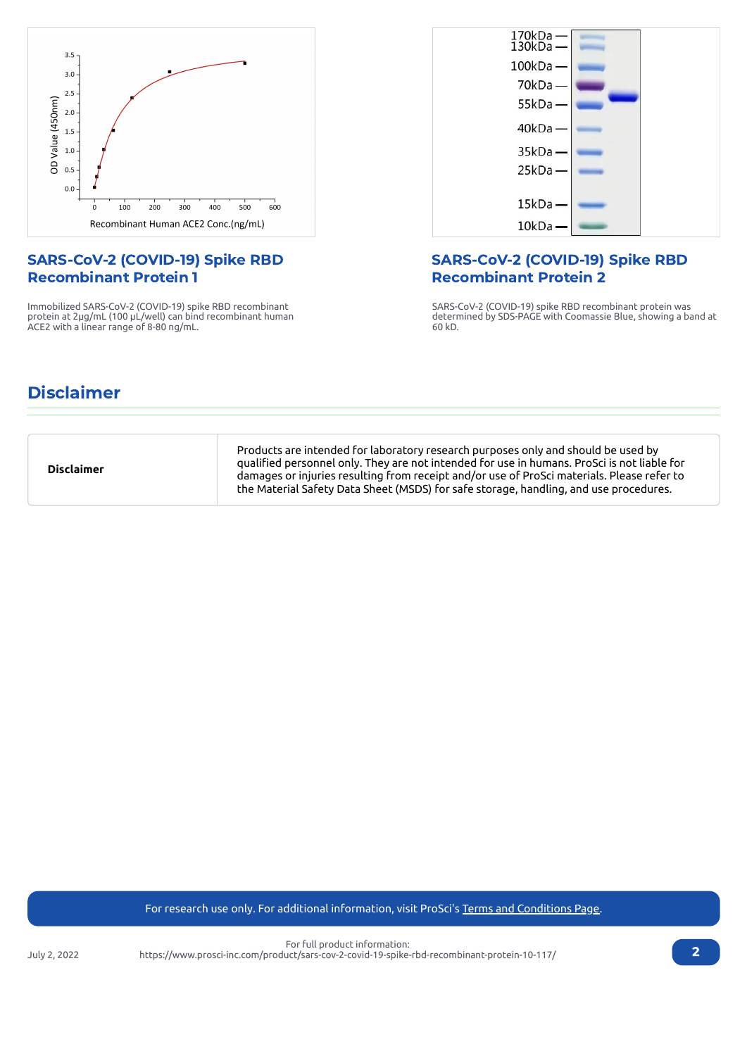3.5
3.0
2.5
2.0
1.5
1.0
0.5
0.0
OD Value (450nm)
0
100
200
300
400
500
600
Recombinant Human ACE2 Conc.(ng/mL)

### SARS-CoV-2 (COVID-19) Spike RBD Recombinant Protein 1

Immobilized SARS-CoV-2 (COVID-19) spike RBD recombinant protein at 2µg/mL (100 µL/well) can bind recombinant human ACE2 with a linear range of 8-80 ng/mL.

170kDa
130kDa
100kDa
70kDa
55kDa
40kDa
35kDa
25kDa
15kDa
10kDa

### SARS-CoV-2 (COVID-19) Spike RBD Recombinant Protein 2

SARS-CoV-2 (COVID-19) spike RBD recombinant protein was determined by SDS-PAGE with Coomassie Blue, showing a band at 60 kD.

## Disclaimer

| | |
|---|---|
| **Disclaimer** | Products are intended for laboratory research purposes only and should be used by qualified personnel only. They are not intended for use in humans. ProSci is not liable for damages or injuries resulting from receipt and/or use of ProSci materials. Please refer to the Material Safety Data Sheet (MSDS) for safe storage, handling, and use procedures. |

For research use only. For additional information, visit ProSci's Terms and Conditions Page.

July 2, 2022

For full product information:
https://www.prosci-inc.com/product/sars-cov-2-covid-19-spike-rbd-recombinant-protein-10-117/